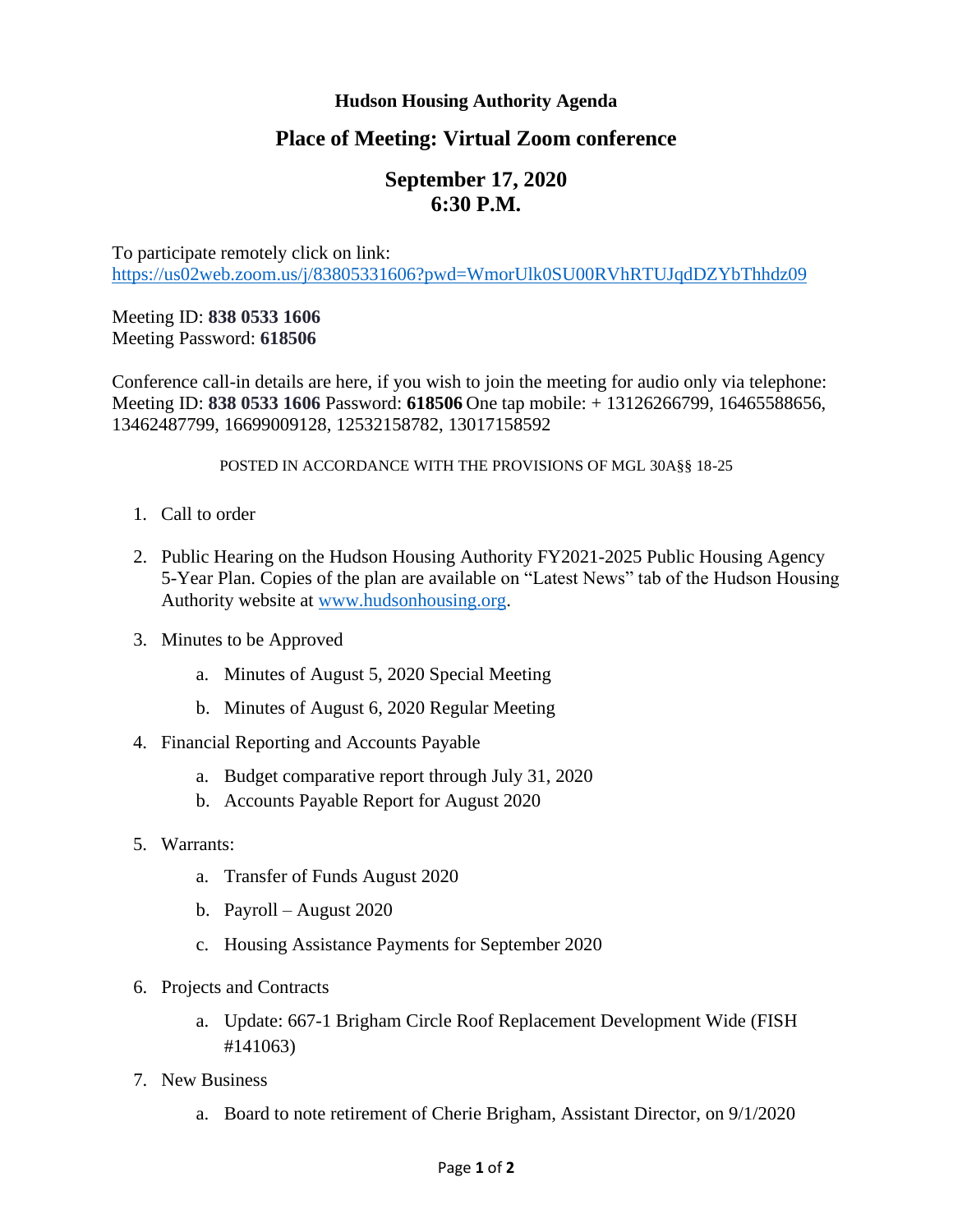**Hudson Housing Authority Agenda**

## Place of Meeting: Virtual Zoom conference

## September 17, 2020
## 6:30 P.M.

To participate remotely click on link:
https://us02web.zoom.us/j/83805331606?pwd=WmorUlk0SU00RVhRTUJqdDZYbThhdz09

Meeting ID: **838 0533 1606**
Meeting Password: **618506**

Conference call-in details are here, if you wish to join the meeting for audio only via telephone: Meeting ID: **838 0533 1606** Password: **618506** One tap mobile: + 13126266799, 16465588656, 13462487799, 16699009128, 12532158782, 13017158592

POSTED IN ACCORDANCE WITH THE PROVISIONS OF MGL 30A§§ 18-25

1. Call to order

2. Public Hearing on the Hudson Housing Authority FY2021-2025 Public Housing Agency 5-Year Plan. Copies of the plan are available on "Latest News" tab of the Hudson Housing Authority website at www.hudsonhousing.org.

3. Minutes to be Approved
   a. Minutes of August 5, 2020 Special Meeting
   b. Minutes of August 6, 2020 Regular Meeting

4. Financial Reporting and Accounts Payable
   a. Budget comparative report through July 31, 2020
   b. Accounts Payable Report for August 2020

5. Warrants:
   a. Transfer of Funds August 2020
   b. Payroll – August 2020
   c. Housing Assistance Payments for September 2020

6. Projects and Contracts
   a. Update: 667-1 Brigham Circle Roof Replacement Development Wide (FISH #141063)

7. New Business
   a. Board to note retirement of Cherie Brigham, Assistant Director, on 9/1/2020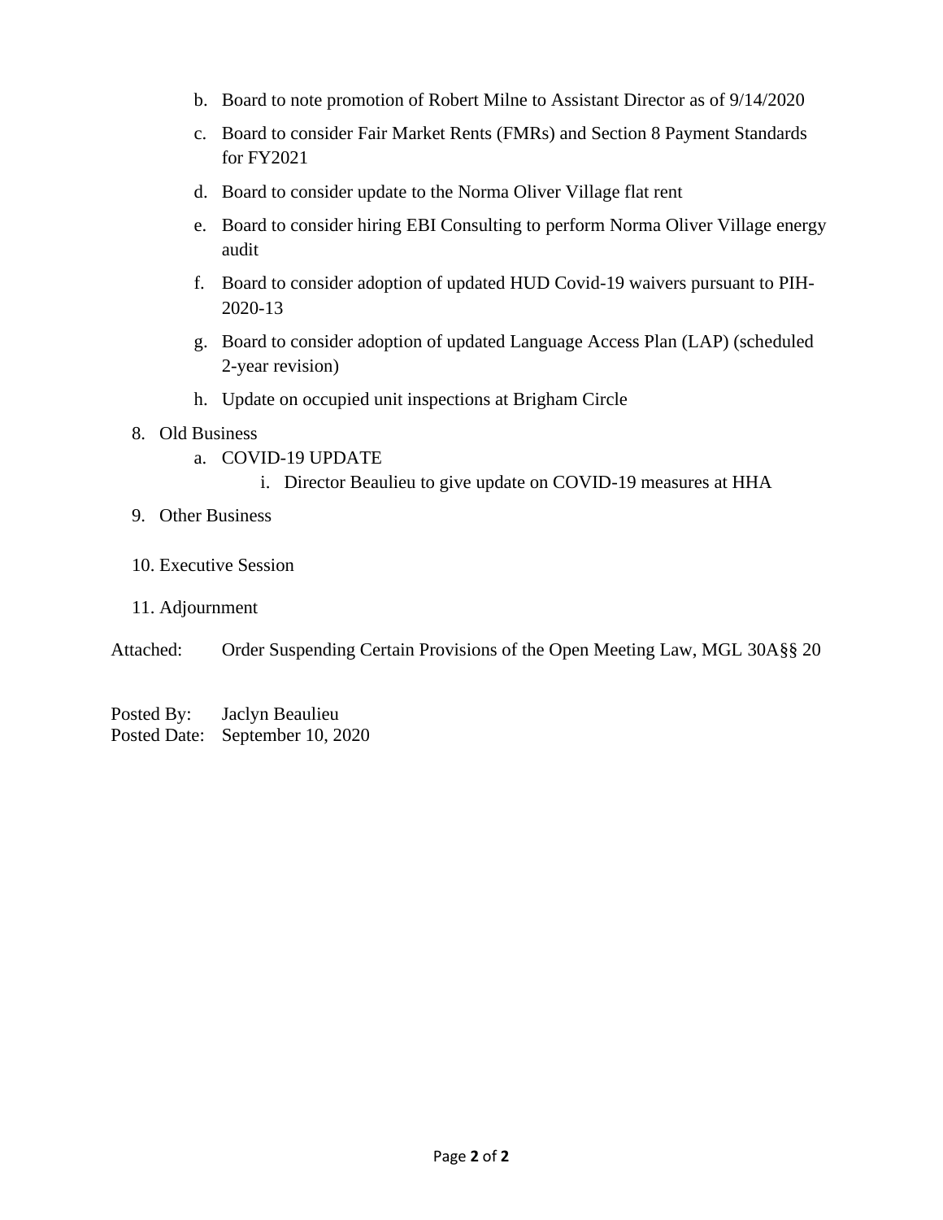b. Board to note promotion of Robert Milne to Assistant Director as of 9/14/2020
   c. Board to consider Fair Market Rents (FMRs) and Section 8 Payment Standards for FY2021
   d. Board to consider update to the Norma Oliver Village flat rent
   e. Board to consider hiring EBI Consulting to perform Norma Oliver Village energy audit
   f. Board to consider adoption of updated HUD Covid-19 waivers pursuant to PIH-2020-13
   g. Board to consider adoption of updated Language Access Plan (LAP) (scheduled 2-year revision)
   h. Update on occupied unit inspections at Brigham Circle

8. Old Business
   a. COVID-19 UPDATE
      i. Director Beaulieu to give update on COVID-19 measures at HHA
9. Other Business
10. Executive Session
11. Adjournment

Attached: Order Suspending Certain Provisions of the Open Meeting Law, MGL 30A§§ 20

Posted By: Jaclyn Beaulieu
Posted Date: September 10, 2020